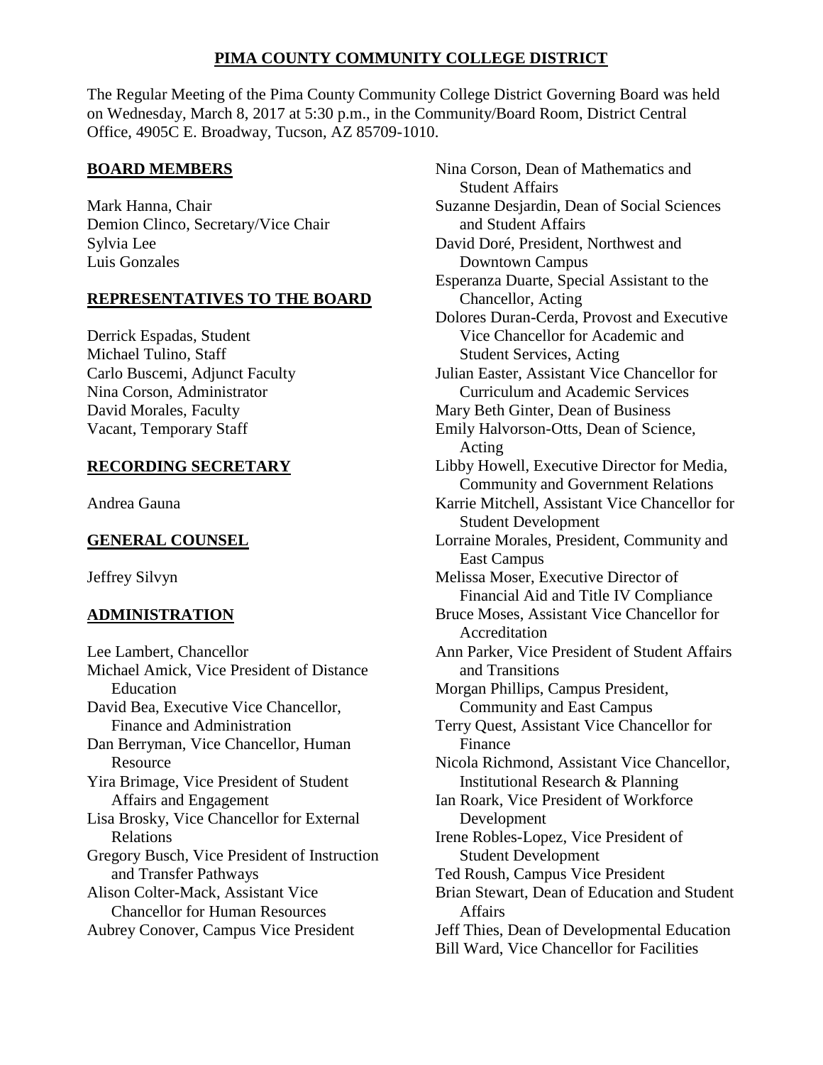# PIMA COUNTY COMMUNITY COLLEGE DISTRICT

The Regular Meeting of the Pima County Community College District Governing Board was held on Wednesday, March 8, 2017 at 5:30 p.m., in the Community/Board Room, District Central Office, 4905C E. Broadway, Tucson, AZ 85709-1010.

## BOARD MEMBERS

Mark Hanna, Chair
Demion Clinco, Secretary/Vice Chair
Sylvia Lee
Luis Gonzales

## REPRESENTATIVES TO THE BOARD

Derrick Espadas, Student
Michael Tulino, Staff
Carlo Buscemi, Adjunct Faculty
Nina Corson, Administrator
David Morales, Faculty
Vacant, Temporary Staff

## RECORDING SECRETARY

Andrea Gauna

## GENERAL COUNSEL

Jeffrey Silvyn

## ADMINISTRATION

Lee Lambert, Chancellor
Michael Amick, Vice President of Distance Education
David Bea, Executive Vice Chancellor, Finance and Administration
Dan Berryman, Vice Chancellor, Human Resource
Yira Brimage, Vice President of Student Affairs and Engagement
Lisa Brosky, Vice Chancellor for External Relations
Gregory Busch, Vice President of Instruction and Transfer Pathways
Alison Colter-Mack, Assistant Vice Chancellor for Human Resources
Aubrey Conover, Campus Vice President
Nina Corson, Dean of Mathematics and Student Affairs
Suzanne Desjardin, Dean of Social Sciences and Student Affairs
David Doré, President, Northwest and Downtown Campus
Esperanza Duarte, Special Assistant to the Chancellor, Acting
Dolores Duran-Cerda, Provost and Executive Vice Chancellor for Academic and Student Services, Acting
Julian Easter, Assistant Vice Chancellor for Curriculum and Academic Services
Mary Beth Ginter, Dean of Business
Emily Halvorson-Otts, Dean of Science, Acting
Libby Howell, Executive Director for Media, Community and Government Relations
Karrie Mitchell, Assistant Vice Chancellor for Student Development
Lorraine Morales, President, Community and East Campus
Melissa Moser, Executive Director of Financial Aid and Title IV Compliance
Bruce Moses, Assistant Vice Chancellor for Accreditation
Ann Parker, Vice President of Student Affairs and Transitions
Morgan Phillips, Campus President, Community and East Campus
Terry Quest, Assistant Vice Chancellor for Finance
Nicola Richmond, Assistant Vice Chancellor, Institutional Research & Planning
Ian Roark, Vice President of Workforce Development
Irene Robles-Lopez, Vice President of Student Development
Ted Roush, Campus Vice President
Brian Stewart, Dean of Education and Student Affairs
Jeff Thies, Dean of Developmental Education
Bill Ward, Vice Chancellor for Facilities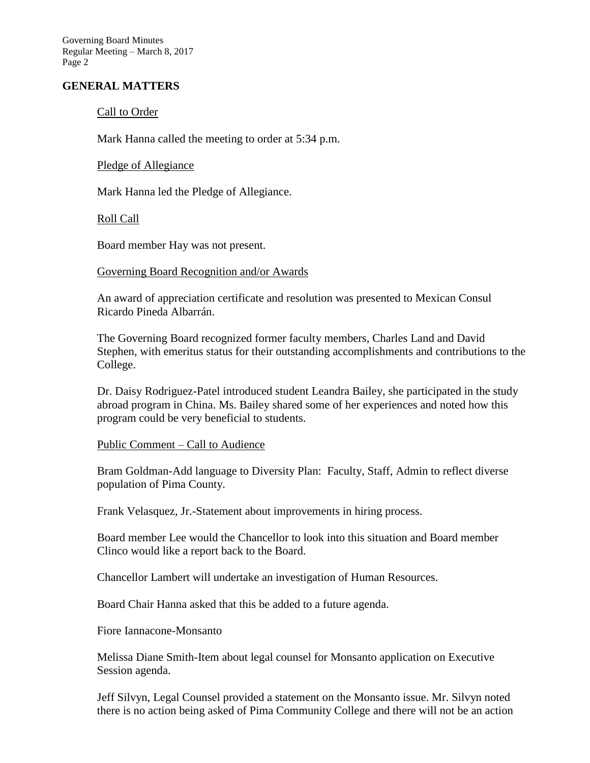## GENERAL MATTERS

Call to Order

Mark Hanna called the meeting to order at 5:34 p.m.

Pledge of Allegiance

Mark Hanna led the Pledge of Allegiance.

Roll Call

Board member Hay was not present.

Governing Board Recognition and/or Awards

An award of appreciation certificate and resolution was presented to Mexican Consul Ricardo Pineda Albarrán.

The Governing Board recognized former faculty members, Charles Land and David Stephen, with emeritus status for their outstanding accomplishments and contributions to the College.

Dr. Daisy Rodriguez-Patel introduced student Leandra Bailey, she participated in the study abroad program in China. Ms. Bailey shared some of her experiences and noted how this program could be very beneficial to students.

Public Comment – Call to Audience

Bram Goldman-Add language to Diversity Plan: Faculty, Staff, Admin to reflect diverse population of Pima County.

Frank Velasquez, Jr.-Statement about improvements in hiring process.

Board member Lee would the Chancellor to look into this situation and Board member Clinco would like a report back to the Board.

Chancellor Lambert will undertake an investigation of Human Resources.

Board Chair Hanna asked that this be added to a future agenda.

Fiore Iannacone-Monsanto

Melissa Diane Smith-Item about legal counsel for Monsanto application on Executive Session agenda.

Jeff Silvyn, Legal Counsel provided a statement on the Monsanto issue. Mr. Silvyn noted there is no action being asked of Pima Community College and there will not be an action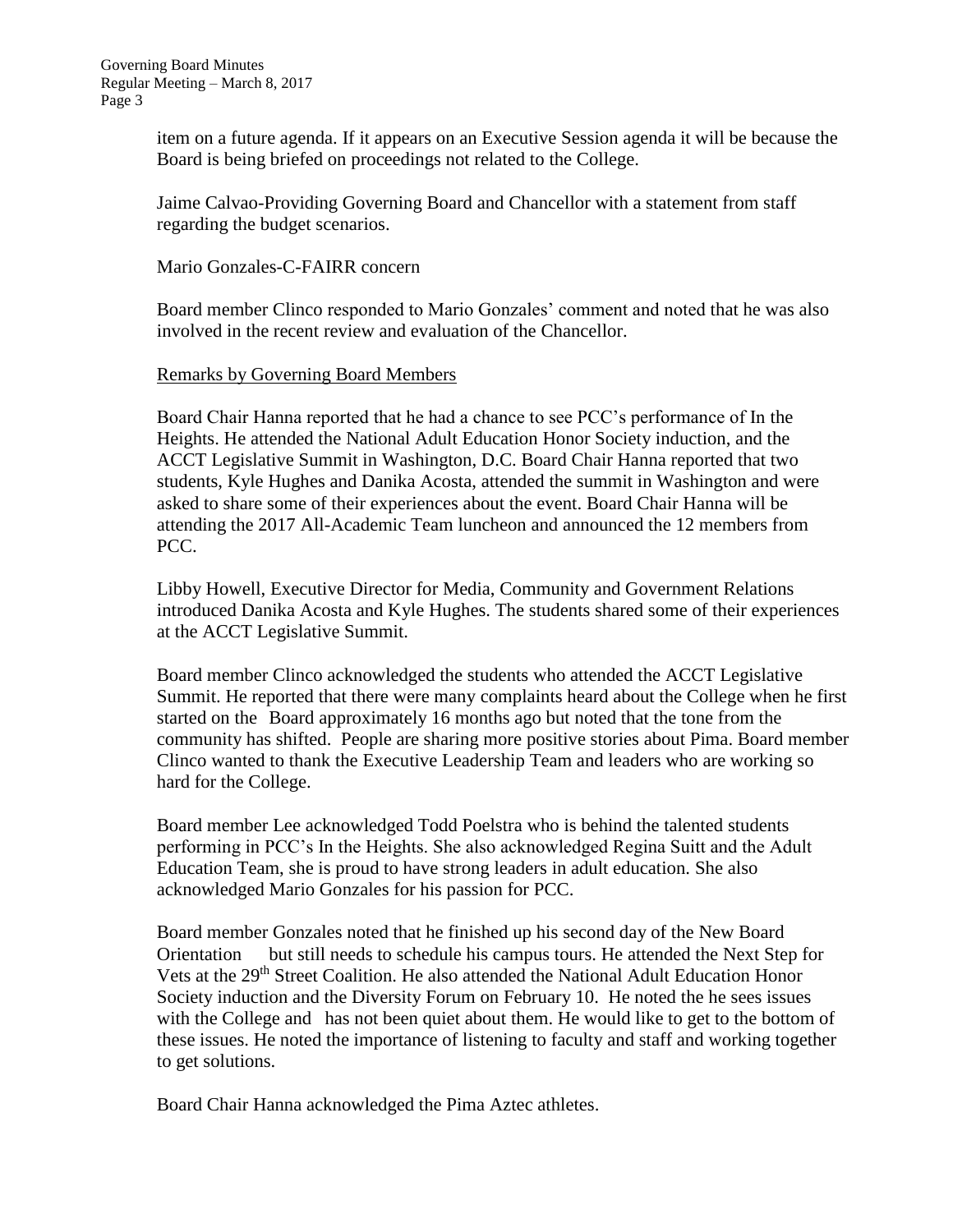item on a future agenda. If it appears on an Executive Session agenda it will be because the Board is being briefed on proceedings not related to the College.

Jaime Calvao-Providing Governing Board and Chancellor with a statement from staff regarding the budget scenarios.

Mario Gonzales-C-FAIRR concern

Board member Clinco responded to Mario Gonzales' comment and noted that he was also involved in the recent review and evaluation of the Chancellor.

Remarks by Governing Board Members

Board Chair Hanna reported that he had a chance to see PCC's performance of In the Heights. He attended the National Adult Education Honor Society induction, and the ACCT Legislative Summit in Washington, D.C. Board Chair Hanna reported that two students, Kyle Hughes and Danika Acosta, attended the summit in Washington and were asked to share some of their experiences about the event. Board Chair Hanna will be attending the 2017 All-Academic Team luncheon and announced the 12 members from PCC.

Libby Howell, Executive Director for Media, Community and Government Relations introduced Danika Acosta and Kyle Hughes. The students shared some of their experiences at the ACCT Legislative Summit.

Board member Clinco acknowledged the students who attended the ACCT Legislative Summit. He reported that there were many complaints heard about the College when he first started on the Board approximately 16 months ago but noted that the tone from the community has shifted. People are sharing more positive stories about Pima. Board member Clinco wanted to thank the Executive Leadership Team and leaders who are working so hard for the College.

Board member Lee acknowledged Todd Poelstra who is behind the talented students performing in PCC's In the Heights. She also acknowledged Regina Suitt and the Adult Education Team, she is proud to have strong leaders in adult education. She also acknowledged Mario Gonzales for his passion for PCC.

Board member Gonzales noted that he finished up his second day of the New Board Orientation but still needs to schedule his campus tours. He attended the Next Step for Vets at the 29th Street Coalition. He also attended the National Adult Education Honor Society induction and the Diversity Forum on February 10. He noted the he sees issues with the College and has not been quiet about them. He would like to get to the bottom of these issues. He noted the importance of listening to faculty and staff and working together to get solutions.

Board Chair Hanna acknowledged the Pima Aztec athletes.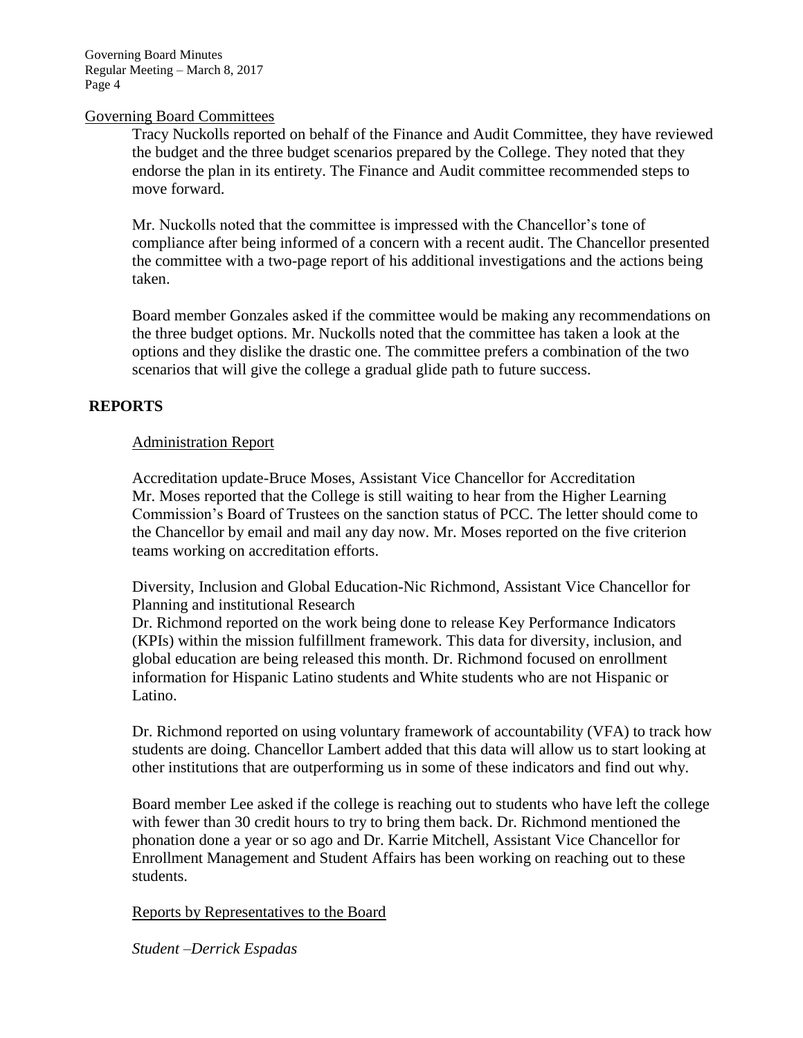Governing Board Committees

Tracy Nuckolls reported on behalf of the Finance and Audit Committee, they have reviewed the budget and the three budget scenarios prepared by the College. They noted that they endorse the plan in its entirety. The Finance and Audit committee recommended steps to move forward.

Mr. Nuckolls noted that the committee is impressed with the Chancellor's tone of compliance after being informed of a concern with a recent audit. The Chancellor presented the committee with a two-page report of his additional investigations and the actions being taken.

Board member Gonzales asked if the committee would be making any recommendations on the three budget options. Mr. Nuckolls noted that the committee has taken a look at the options and they dislike the drastic one. The committee prefers a combination of the two scenarios that will give the college a gradual glide path to future success.

## REPORTS

Administration Report

Accreditation update-Bruce Moses, Assistant Vice Chancellor for Accreditation
Mr. Moses reported that the College is still waiting to hear from the Higher Learning Commission's Board of Trustees on the sanction status of PCC. The letter should come to the Chancellor by email and mail any day now. Mr. Moses reported on the five criterion teams working on accreditation efforts.

Diversity, Inclusion and Global Education-Nic Richmond, Assistant Vice Chancellor for Planning and institutional Research
Dr. Richmond reported on the work being done to release Key Performance Indicators (KPIs) within the mission fulfillment framework. This data for diversity, inclusion, and global education are being released this month. Dr. Richmond focused on enrollment information for Hispanic Latino students and White students who are not Hispanic or Latino.

Dr. Richmond reported on using voluntary framework of accountability (VFA) to track how students are doing. Chancellor Lambert added that this data will allow us to start looking at other institutions that are outperforming us in some of these indicators and find out why.

Board member Lee asked if the college is reaching out to students who have left the college with fewer than 30 credit hours to try to bring them back. Dr. Richmond mentioned the phonation done a year or so ago and Dr. Karrie Mitchell, Assistant Vice Chancellor for Enrollment Management and Student Affairs has been working on reaching out to these students.

Reports by Representatives to the Board

*Student –Derrick Espadas*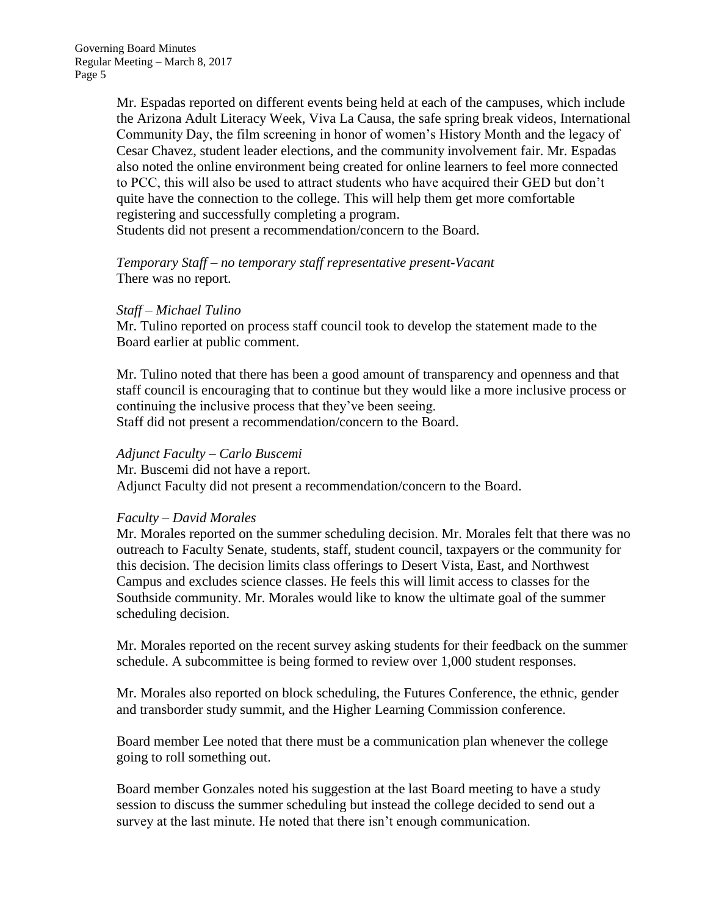Mr. Espadas reported on different events being held at each of the campuses, which include the Arizona Adult Literacy Week, Viva La Causa, the safe spring break videos, International Community Day, the film screening in honor of women's History Month and the legacy of Cesar Chavez, student leader elections, and the community involvement fair. Mr. Espadas also noted the online environment being created for online learners to feel more connected to PCC, this will also be used to attract students who have acquired their GED but don't quite have the connection to the college. This will help them get more comfortable registering and successfully completing a program.
Students did not present a recommendation/concern to the Board.

*Temporary Staff – no temporary staff representative present-Vacant*
There was no report.

*Staff – Michael Tulino*
Mr. Tulino reported on process staff council took to develop the statement made to the Board earlier at public comment.

Mr. Tulino noted that there has been a good amount of transparency and openness and that staff council is encouraging that to continue but they would like a more inclusive process or continuing the inclusive process that they've been seeing.
Staff did not present a recommendation/concern to the Board.

*Adjunct Faculty – Carlo Buscemi*
Mr. Buscemi did not have a report.
Adjunct Faculty did not present a recommendation/concern to the Board.

*Faculty – David Morales*
Mr. Morales reported on the summer scheduling decision. Mr. Morales felt that there was no outreach to Faculty Senate, students, staff, student council, taxpayers or the community for this decision. The decision limits class offerings to Desert Vista, East, and Northwest Campus and excludes science classes. He feels this will limit access to classes for the Southside community. Mr. Morales would like to know the ultimate goal of the summer scheduling decision.

Mr. Morales reported on the recent survey asking students for their feedback on the summer schedule. A subcommittee is being formed to review over 1,000 student responses.

Mr. Morales also reported on block scheduling, the Futures Conference, the ethnic, gender and transborder study summit, and the Higher Learning Commission conference.

Board member Lee noted that there must be a communication plan whenever the college going to roll something out.

Board member Gonzales noted his suggestion at the last Board meeting to have a study session to discuss the summer scheduling but instead the college decided to send out a survey at the last minute. He noted that there isn't enough communication.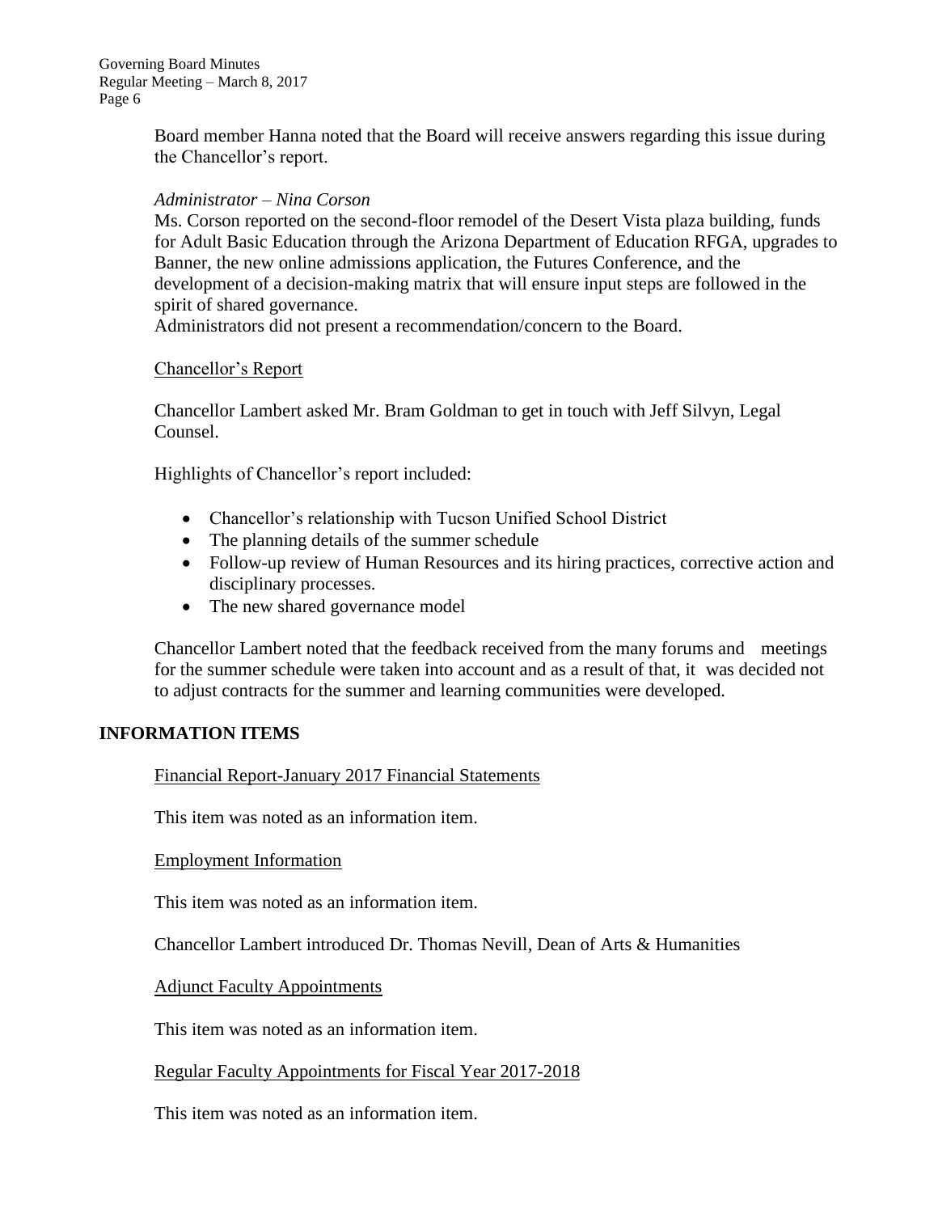Board member Hanna noted that the Board will receive answers regarding this issue during the Chancellor's report.

*Administrator – Nina Corson*

Ms. Corson reported on the second-floor remodel of the Desert Vista plaza building, funds for Adult Basic Education through the Arizona Department of Education RFGA, upgrades to Banner, the new online admissions application, the Futures Conference, and the development of a decision-making matrix that will ensure input steps are followed in the spirit of shared governance.

Administrators did not present a recommendation/concern to the Board.

Chancellor's Report

Chancellor Lambert asked Mr. Bram Goldman to get in touch with Jeff Silvyn, Legal Counsel.

Highlights of Chancellor's report included:

- Chancellor's relationship with Tucson Unified School District
- The planning details of the summer schedule
- Follow-up review of Human Resources and its hiring practices, corrective action and disciplinary processes.
- The new shared governance model

Chancellor Lambert noted that the feedback received from the many forums and meetings for the summer schedule were taken into account and as a result of that, it was decided not to adjust contracts for the summer and learning communities were developed.

## INFORMATION ITEMS

Financial Report-January 2017 Financial Statements

This item was noted as an information item.

Employment Information

This item was noted as an information item.

Chancellor Lambert introduced Dr. Thomas Nevill, Dean of Arts & Humanities

Adjunct Faculty Appointments

This item was noted as an information item.

Regular Faculty Appointments for Fiscal Year 2017-2018

This item was noted as an information item.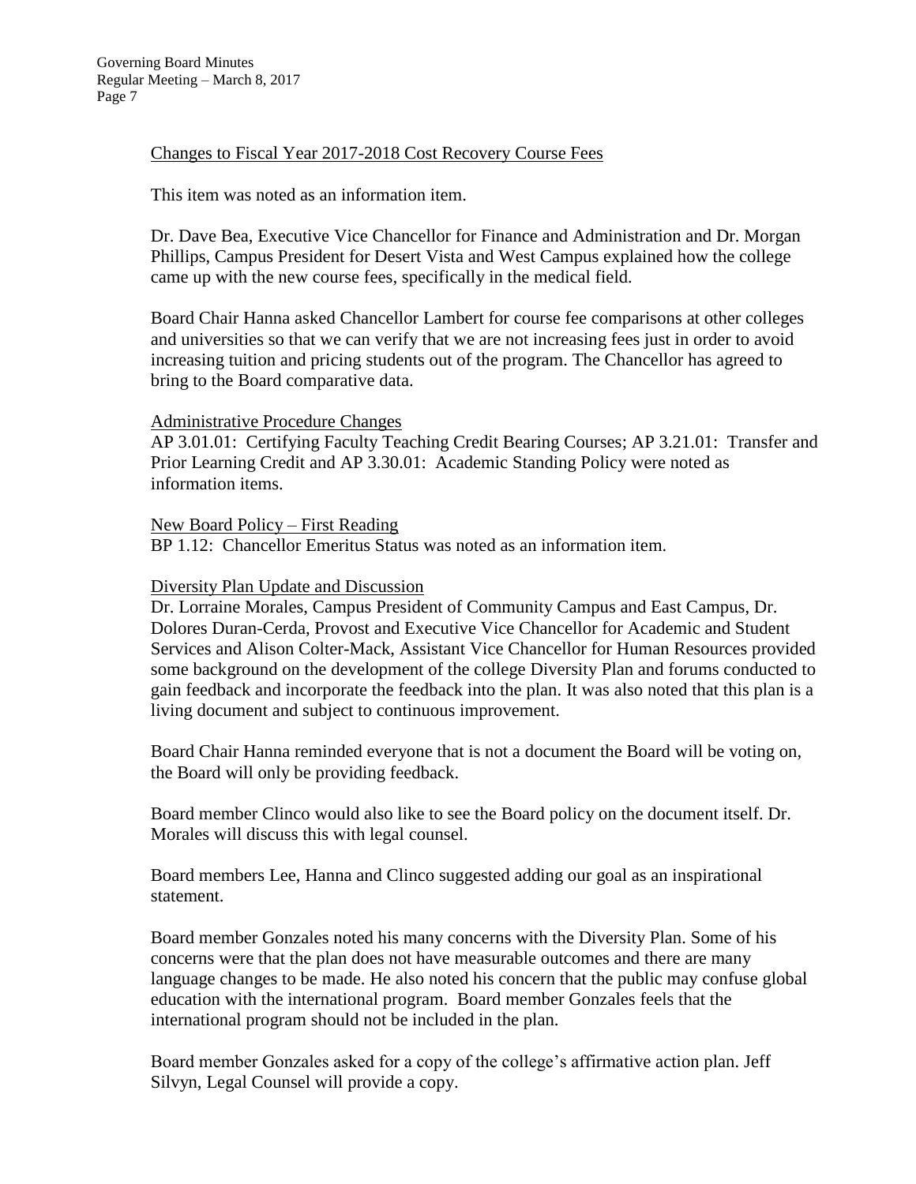Changes to Fiscal Year 2017-2018 Cost Recovery Course Fees

This item was noted as an information item.

Dr. Dave Bea, Executive Vice Chancellor for Finance and Administration and Dr. Morgan Phillips, Campus President for Desert Vista and West Campus explained how the college came up with the new course fees, specifically in the medical field.

Board Chair Hanna asked Chancellor Lambert for course fee comparisons at other colleges and universities so that we can verify that we are not increasing fees just in order to avoid increasing tuition and pricing students out of the program. The Chancellor has agreed to bring to the Board comparative data.

Administrative Procedure Changes

AP 3.01.01: Certifying Faculty Teaching Credit Bearing Courses; AP 3.21.01: Transfer and Prior Learning Credit and AP 3.30.01: Academic Standing Policy were noted as information items.

New Board Policy – First Reading

BP 1.12: Chancellor Emeritus Status was noted as an information item.

Diversity Plan Update and Discussion

Dr. Lorraine Morales, Campus President of Community Campus and East Campus, Dr. Dolores Duran-Cerda, Provost and Executive Vice Chancellor for Academic and Student Services and Alison Colter-Mack, Assistant Vice Chancellor for Human Resources provided some background on the development of the college Diversity Plan and forums conducted to gain feedback and incorporate the feedback into the plan. It was also noted that this plan is a living document and subject to continuous improvement.

Board Chair Hanna reminded everyone that is not a document the Board will be voting on, the Board will only be providing feedback.

Board member Clinco would also like to see the Board policy on the document itself. Dr. Morales will discuss this with legal counsel.

Board members Lee, Hanna and Clinco suggested adding our goal as an inspirational statement.

Board member Gonzales noted his many concerns with the Diversity Plan. Some of his concerns were that the plan does not have measurable outcomes and there are many language changes to be made. He also noted his concern that the public may confuse global education with the international program. Board member Gonzales feels that the international program should not be included in the plan.

Board member Gonzales asked for a copy of the college's affirmative action plan. Jeff Silvyn, Legal Counsel will provide a copy.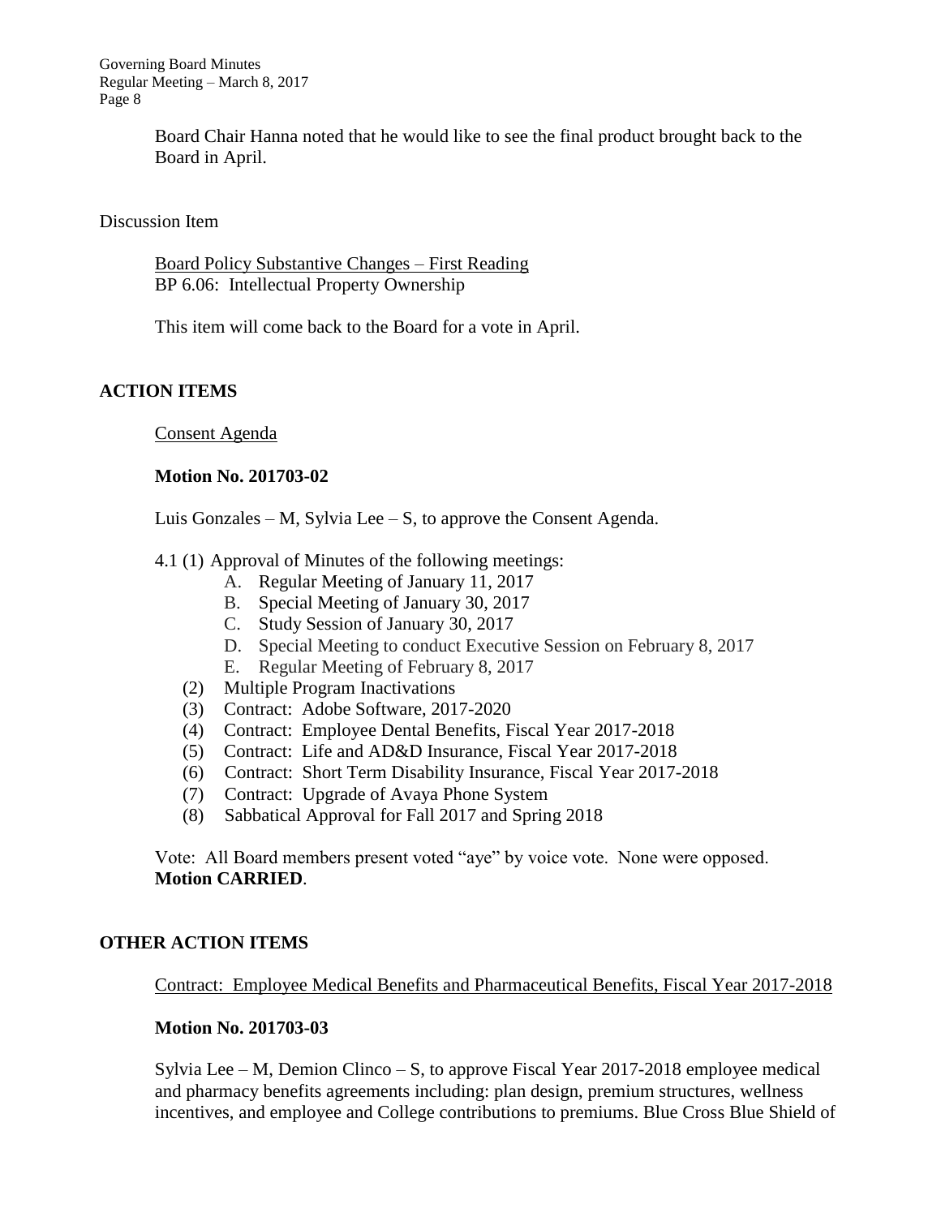Board Chair Hanna noted that he would like to see the final product brought back to the Board in April.

Discussion Item

Board Policy Substantive Changes – First Reading
BP 6.06: Intellectual Property Ownership

This item will come back to the Board for a vote in April.

**ACTION ITEMS**

Consent Agenda

**Motion No. 201703-02**

Luis Gonzales – M, Sylvia Lee – S, to approve the Consent Agenda.

4.1 (1) Approval of Minutes of the following meetings:

A. Regular Meeting of January 11, 2017
B. Special Meeting of January 30, 2017
C. Study Session of January 30, 2017
D. Special Meeting to conduct Executive Session on February 8, 2017
E. Regular Meeting of February 8, 2017

(2) Multiple Program Inactivations
(3) Contract: Adobe Software, 2017-2020
(4) Contract: Employee Dental Benefits, Fiscal Year 2017-2018
(5) Contract: Life and AD&D Insurance, Fiscal Year 2017-2018
(6) Contract: Short Term Disability Insurance, Fiscal Year 2017-2018
(7) Contract: Upgrade of Avaya Phone System
(8) Sabbatical Approval for Fall 2017 and Spring 2018

Vote: All Board members present voted "aye" by voice vote. None were opposed.
**Motion CARRIED**.

**OTHER ACTION ITEMS**

Contract: Employee Medical Benefits and Pharmaceutical Benefits, Fiscal Year 2017-2018

**Motion No. 201703-03**

Sylvia Lee – M, Demion Clinco – S, to approve Fiscal Year 2017-2018 employee medical and pharmacy benefits agreements including: plan design, premium structures, wellness incentives, and employee and College contributions to premiums. Blue Cross Blue Shield of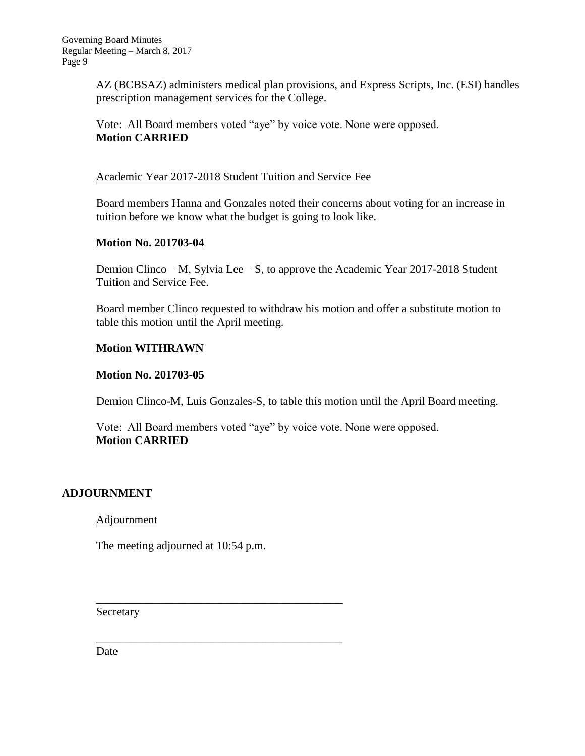AZ (BCBSAZ) administers medical plan provisions, and Express Scripts, Inc. (ESI) handles prescription management services for the College.

Vote: All Board members voted "aye" by voice vote. None were opposed.
**Motion CARRIED**

Academic Year 2017-2018 Student Tuition and Service Fee

Board members Hanna and Gonzales noted their concerns about voting for an increase in tuition before we know what the budget is going to look like.

**Motion No. 201703-04**

Demion Clinco – M, Sylvia Lee – S, to approve the Academic Year 2017-2018 Student Tuition and Service Fee.

Board member Clinco requested to withdraw his motion and offer a substitute motion to table this motion until the April meeting.

**Motion WITHRAWN**

**Motion No. 201703-05**

Demion Clinco-M, Luis Gonzales-S, to table this motion until the April Board meeting.

Vote: All Board members voted "aye" by voice vote. None were opposed.
**Motion CARRIED**

## ADJOURNMENT

Adjournment

The meeting adjourned at 10:54 p.m.

\_\_\_\_\_\_\_\_\_\_\_\_\_\_\_\_\_\_\_\_\_\_\_\_\_\_\_\_\_\_\_\_\_\_\_\_\_\_\_\_\_\_\_\_
Secretary

\_\_\_\_\_\_\_\_\_\_\_\_\_\_\_\_\_\_\_\_\_\_\_\_\_\_\_\_\_\_\_\_\_\_\_\_\_\_\_\_\_\_\_\_
Date